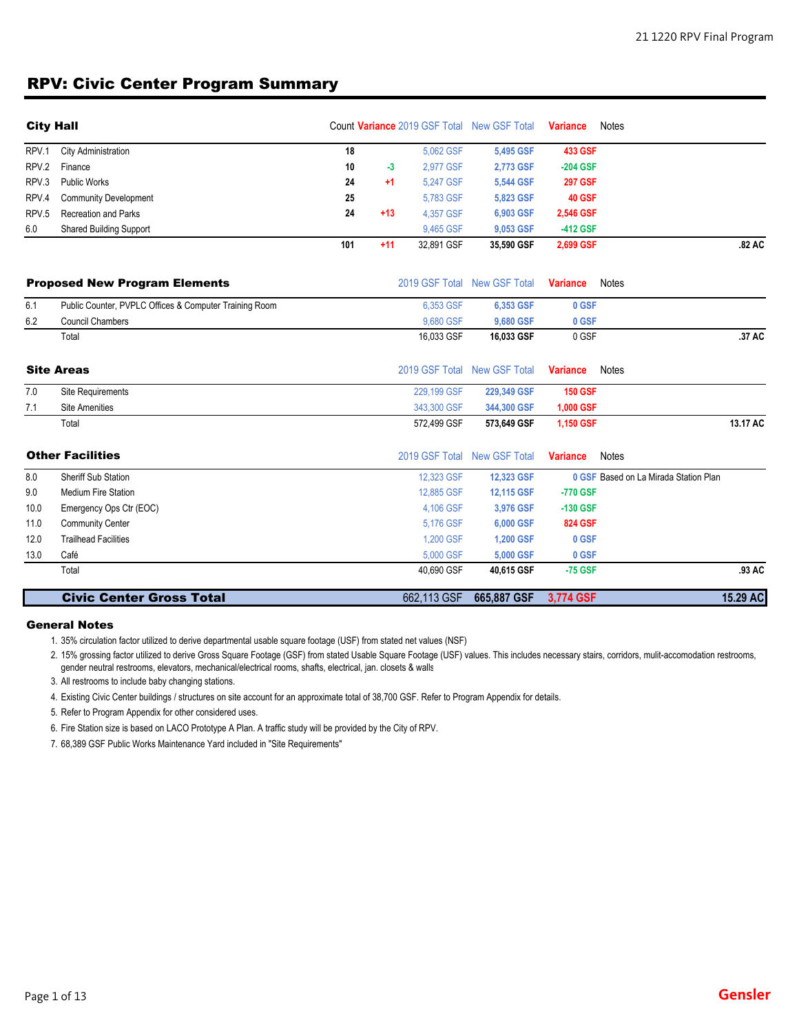// Header "21 1220 RPV Final Program" is a running header; omit. Footer "Page 1 of 13" and "Gensler" omit.

# RPV: Civic Center Program Summary

## City Hall

| | City Hall | Count | Variance | 2019 GSF Total | New GSF Total | Variance | Notes | |
|---|---|---|---|---|---|---|---|---|
| RPV.1 | City Administration | 18 | | 5,062 GSF | 5,495 GSF | 433 GSF | | |
| RPV.2 | Finance | 10 | -3 | 2,977 GSF | 2,773 GSF | -204 GSF | | |
| RPV.3 | Public Works | 24 | +1 | 5,247 GSF | 5,544 GSF | 297 GSF | | |
| RPV.4 | Community Development | 25 | | 5,783 GSF | 5,823 GSF | 40 GSF | | |
| RPV.5 | Recreation and Parks | 24 | +13 | 4,357 GSF | 6,903 GSF | 2,546 GSF | | |
| 6.0 | Shared Building Support | | | 9,465 GSF | 9,053 GSF | -412 GSF | | |
| | | 101 | +11 | 32,891 GSF | 35,590 GSF | 2,699 GSF | | .82 AC |

## Proposed New Program Elements

| | Proposed New Program Elements | 2019 GSF Total | New GSF Total | Variance | Notes | |
|---|---|---|---|---|---|---|
| 6.1 | Public Counter, PVPLC Offices & Computer Training Room | 6,353 GSF | 6,353 GSF | 0 GSF | | |
| 6.2 | Council Chambers | 9,680 GSF | 9,680 GSF | 0 GSF | | |
| | Total | 16,033 GSF | 16,033 GSF | 0 GSF | | .37 AC |

## Site Areas

| | Site Areas | 2019 GSF Total | New GSF Total | Variance | Notes | |
|---|---|---|---|---|---|---|
| 7.0 | Site Requirements | 229,199 GSF | 229,349 GSF | 150 GSF | | |
| 7.1 | Site Amenities | 343,300 GSF | 344,300 GSF | 1,000 GSF | | |
| | Total | 572,499 GSF | 573,649 GSF | 1,150 GSF | | 13.17 AC |

## Other Facilities

| | Other Facilities | 2019 GSF Total | New GSF Total | Variance | Notes | |
|---|---|---|---|---|---|---|
| 8.0 | Sheriff Sub Station | 12,323 GSF | 12,323 GSF | 0 GSF | Based on La Mirada Station Plan | |
| 9.0 | Medium Fire Station | 12,885 GSF | 12,115 GSF | -770 GSF | | |
| 10.0 | Emergency Ops Ctr (EOC) | 4,106 GSF | 3,976 GSF | -130 GSF | | |
| 11.0 | Community Center | 5,176 GSF | 6,000 GSF | 824 GSF | | |
| 12.0 | Trailhead Facilities | 1,200 GSF | 1,200 GSF | 0 GSF | | |
| 13.0 | Café | 5,000 GSF | 5,000 GSF | 0 GSF | | |
| | Total | 40,690 GSF | 40,615 GSF | -75 GSF | | .93 AC |

| Civic Center Gross Total | 2019 GSF Total | New GSF Total | Variance | |
|---|---|---|---|---|
| **Civic Center Gross Total** | 662,113 GSF | 665,887 GSF | 3,774 GSF | 15.29 AC |

## General Notes

1. 35% circulation factor utilized to derive departmental usable square footage (USF) from stated net values (NSF)
2. 15% grossing factor utilized to derive Gross Square Footage (GSF) from stated Usable Square Footage (USF) values. This includes necessary stairs, corridors, mulit-accomodation restrooms, gender neutral restrooms, elevators, mechanical/electrical rooms, shafts, electrical, jan. closets & walls
3. All restrooms to include baby changing stations.
4. Existing Civic Center buildings / structures on site account for an approximate total of 38,700 GSF. Refer to Program Appendix for details.
5. Refer to Program Appendix for other considered uses.
6. Fire Station size is based on LACO Prototype A Plan. A traffic study will be provided by the City of RPV.
7. 68,389 GSF Public Works Maintenance Yard included in "Site Requirements"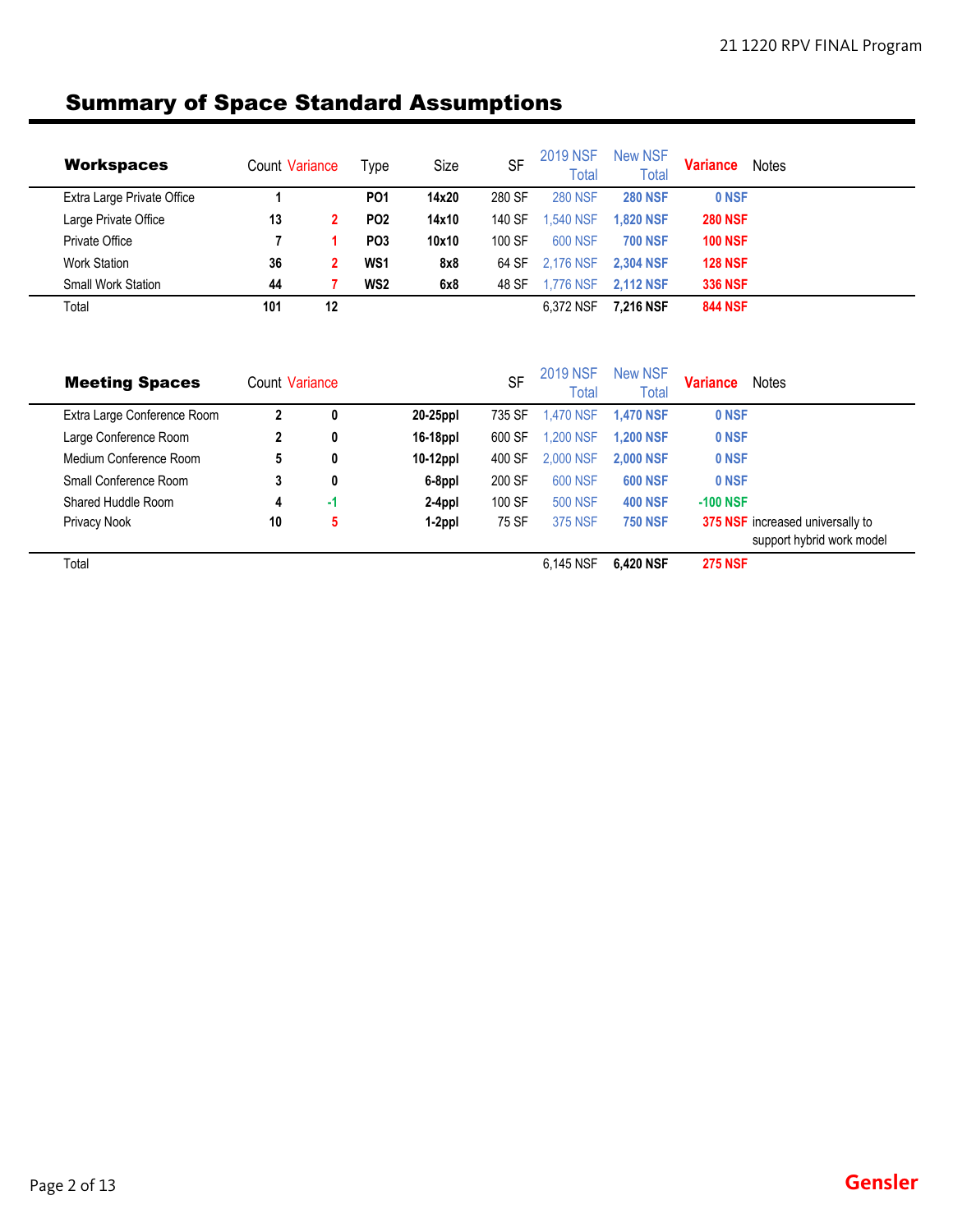# Summary of Space Standard Assumptions

| Workspaces | Count | Variance | Type | Size | SF | 2019 NSF Total | New NSF Total | Variance | Notes |
|---|---|---|---|---|---|---|---|---|---|
| Extra Large Private Office | 1 | | PO1 | 14x20 | 280 SF | 280 NSF | 280 NSF | 0 NSF | |
| Large Private Office | 13 | 2 | PO2 | 14x10 | 140 SF | 1,540 NSF | 1,820 NSF | 280 NSF | |
| Private Office | 7 | 1 | PO3 | 10x10 | 100 SF | 600 NSF | 700 NSF | 100 NSF | |
| Work Station | 36 | 2 | WS1 | 8x8 | 64 SF | 2,176 NSF | 2,304 NSF | 128 NSF | |
| Small Work Station | 44 | 7 | WS2 | 6x8 | 48 SF | 1,776 NSF | 2,112 NSF | 336 NSF | |
| Total | 101 | 12 | | | | 6,372 NSF | 7,216 NSF | 844 NSF | |

| Meeting Spaces | Count | Variance | | SF | 2019 NSF Total | New NSF Total | Variance | Notes |
|---|---|---|---|---|---|---|---|---|
| Extra Large Conference Room | 2 | 0 | 20-25ppl | 735 SF | 1,470 NSF | 1,470 NSF | 0 NSF | |
| Large Conference Room | 2 | 0 | 16-18ppl | 600 SF | 1,200 NSF | 1,200 NSF | 0 NSF | |
| Medium Conference Room | 5 | 0 | 10-12ppl | 400 SF | 2,000 NSF | 2,000 NSF | 0 NSF | |
| Small Conference Room | 3 | 0 | 6-8ppl | 200 SF | 600 NSF | 600 NSF | 0 NSF | |
| Shared Huddle Room | 4 | -1 | 2-4ppl | 100 SF | 500 NSF | 400 NSF | -100 NSF | |
| Privacy Nook | 10 | 5 | 1-2ppl | 75 SF | 375 NSF | 750 NSF | 375 NSF | increased universally to support hybrid work model |
| Total | | | | | 6,145 NSF | 6,420 NSF | 275 NSF | |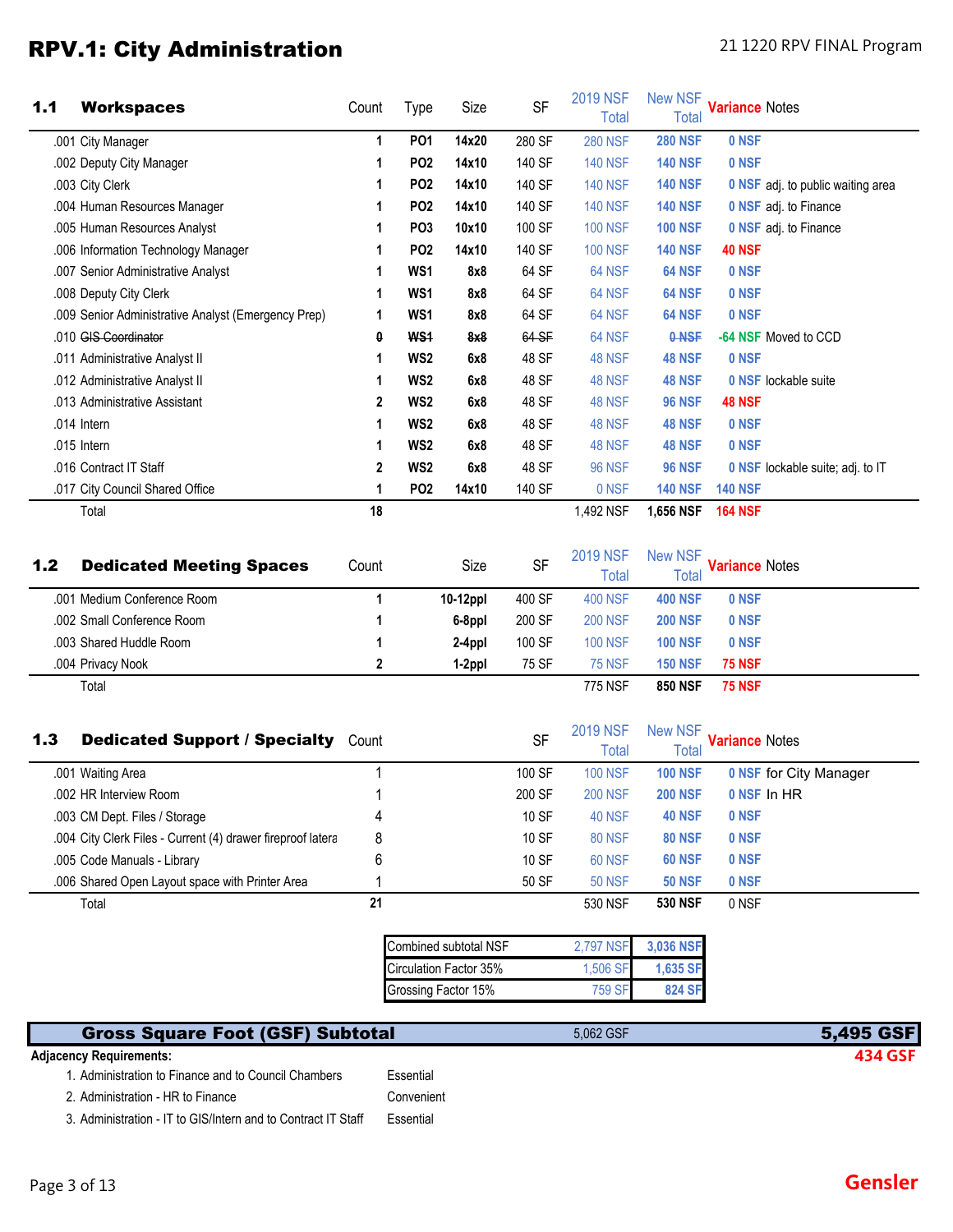# RPV.1: City Administration

21 1220 RPV FINAL Program

| 1.1 | Workspaces | Count | Type | Size | SF | 2019 NSF Total | New NSF Total | Variance | Notes |
|---|---|---|---|---|---|---|---|---|---|
| .001 | City Manager | 1 | PO1 | 14x20 | 280 SF | 280 NSF | 280 NSF | 0 NSF | |
| .002 | Deputy City Manager | 1 | PO2 | 14x10 | 140 SF | 140 NSF | 140 NSF | 0 NSF | |
| .003 | City Clerk | 1 | PO2 | 14x10 | 140 SF | 140 NSF | 140 NSF | 0 NSF | adj. to public waiting area |
| .004 | Human Resources Manager | 1 | PO2 | 14x10 | 140 SF | 140 NSF | 140 NSF | 0 NSF | adj. to Finance |
| .005 | Human Resources Analyst | 1 | PO3 | 10x10 | 100 SF | 100 NSF | 100 NSF | 0 NSF | adj. to Finance |
| .006 | Information Technology Manager | 1 | PO2 | 14x10 | 140 SF | 100 NSF | 140 NSF | 40 NSF | |
| .007 | Senior Administrative Analyst | 1 | WS1 | 8x8 | 64 SF | 64 NSF | 64 NSF | 0 NSF | |
| .008 | Deputy City Clerk | 1 | WS1 | 8x8 | 64 SF | 64 NSF | 64 NSF | 0 NSF | |
| .009 | Senior Administrative Analyst (Emergency Prep) | 1 | WS1 | 8x8 | 64 SF | 64 NSF | 64 NSF | 0 NSF | |
| .010 | ~~GIS Coordinator~~ | ~~0~~ | ~~WS1~~ | ~~8x8~~ | ~~64 SF~~ | 64 NSF | ~~0 NSF~~ | -64 NSF | Moved to CCD |
| .011 | Administrative Analyst II | 1 | WS2 | 6x8 | 48 SF | 48 NSF | 48 NSF | 0 NSF | |
| .012 | Administrative Analyst II | 1 | WS2 | 6x8 | 48 SF | 48 NSF | 48 NSF | 0 NSF | lockable suite |
| .013 | Administrative Assistant | 2 | WS2 | 6x8 | 48 SF | 48 NSF | 96 NSF | 48 NSF | |
| .014 | Intern | 1 | WS2 | 6x8 | 48 SF | 48 NSF | 48 NSF | 0 NSF | |
| .015 | Intern | 1 | WS2 | 6x8 | 48 SF | 48 NSF | 48 NSF | 0 NSF | |
| .016 | Contract IT Staff | 2 | WS2 | 6x8 | 48 SF | 96 NSF | 96 NSF | 0 NSF | lockable suite; adj. to IT |
| .017 | City Council Shared Office | 1 | PO2 | 14x10 | 140 SF | 0 NSF | 140 NSF | 140 NSF | |
| | Total | 18 | | | | 1,492 NSF | 1,656 NSF | 164 NSF | |

| 1.2 | Dedicated Meeting Spaces | Count | Size | SF | 2019 NSF Total | New NSF Total | Variance | Notes |
|---|---|---|---|---|---|---|---|---|
| .001 | Medium Conference Room | 1 | 10-12ppl | 400 SF | 400 NSF | 400 NSF | 0 NSF | |
| .002 | Small Conference Room | 1 | 6-8ppl | 200 SF | 200 NSF | 200 NSF | 0 NSF | |
| .003 | Shared Huddle Room | 1 | 2-4ppl | 100 SF | 100 NSF | 100 NSF | 0 NSF | |
| .004 | Privacy Nook | 2 | 1-2ppl | 75 SF | 75 NSF | 150 NSF | 75 NSF | |
| | Total | | | | 775 NSF | 850 NSF | 75 NSF | |

| 1.3 | Dedicated Support / Specialty | Count | SF | 2019 NSF Total | New NSF Total | Variance | Notes |
|---|---|---|---|---|---|---|---|
| .001 | Waiting Area | 1 | 100 SF | 100 NSF | 100 NSF | 0 NSF | for City Manager |
| .002 | HR Interview Room | 1 | 200 SF | 200 NSF | 200 NSF | 0 NSF | In HR |
| .003 | CM Dept. Files / Storage | 4 | 10 SF | 40 NSF | 40 NSF | 0 NSF | |
| .004 | City Clerk Files - Current (4) drawer fireproof latera | 8 | 10 SF | 80 NSF | 80 NSF | 0 NSF | |
| .005 | Code Manuals - Library | 6 | 10 SF | 60 NSF | 60 NSF | 0 NSF | |
| .006 | Shared Open Layout space with Printer Area | 1 | 50 SF | 50 NSF | 50 NSF | 0 NSF | |
| | Total | 21 | | 530 NSF | 530 NSF | 0 NSF | |

| | 2019 | New |
|---|---|---|
| Combined subtotal NSF | 2,797 NSF | 3,036 NSF |
| Circulation Factor 35% | 1,506 SF | 1,635 SF |
| Grossing Factor 15% | 759 SF | 824 SF |

| Gross Square Foot (GSF) Subtotal | 5,062 GSF | 5,495 GSF |
|---|---|---|
| | | 434 GSF |

**Adjacency Requirements:**

1. Administration to Finance and to Council Chambers — Essential
2. Administration - HR to Finance — Convenient
3. Administration - IT to GIS/Intern and to Contract IT Staff — Essential

Gensler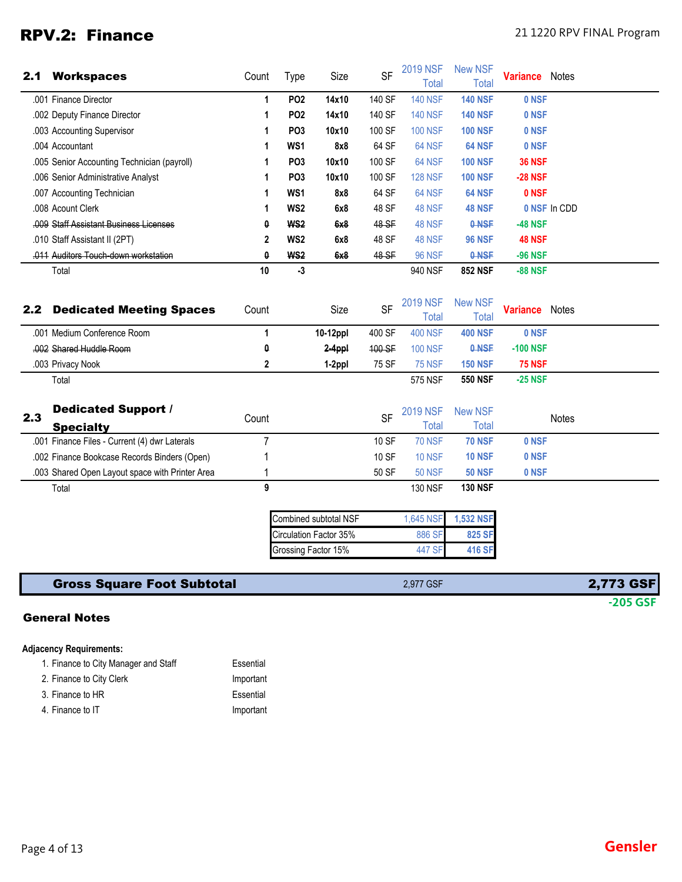# RPV.2: Finance

21 1220 RPV FINAL Program

## 2.1 Workspaces

| | Count | Type | Size | SF | 2019 NSF Total | New NSF Total | Variance | Notes |
|---|---|---|---|---|---|---|---|---|
| .001 Finance Director | 1 | PO2 | 14x10 | 140 SF | 140 NSF | 140 NSF | 0 NSF | |
| .002 Deputy Finance Director | 1 | PO2 | 14x10 | 140 SF | 140 NSF | 140 NSF | 0 NSF | |
| .003 Accounting Supervisor | 1 | PO3 | 10x10 | 100 SF | 100 NSF | 100 NSF | 0 NSF | |
| .004 Accountant | 1 | WS1 | 8x8 | 64 SF | 64 NSF | 64 NSF | 0 NSF | |
| .005 Senior Accounting Technician (payroll) | 1 | PO3 | 10x10 | 100 SF | 64 NSF | 100 NSF | 36 NSF | |
| .006 Senior Administrative Analyst | 1 | PO3 | 10x10 | 100 SF | 128 NSF | 100 NSF | -28 NSF | |
| .007 Accounting Technician | 1 | WS1 | 8x8 | 64 SF | 64 NSF | 64 NSF | 0 NSF | |
| .008 Acount Clerk | 1 | WS2 | 6x8 | 48 SF | 48 NSF | 48 NSF | 0 NSF | In CDD |
| ~~.009 Staff Assistant Business Licenses~~ | ~~0~~ | ~~WS2~~ | ~~6x8~~ | ~~48 SF~~ | 48 NSF | ~~0 NSF~~ | -48 NSF | |
| .010 Staff Assistant II (2PT) | 2 | WS2 | 6x8 | 48 SF | 48 NSF | 96 NSF | 48 NSF | |
| ~~.011 Auditors Touch-down workstation~~ | ~~0~~ | ~~WS2~~ | ~~6x8~~ | ~~48 SF~~ | 96 NSF | ~~0 NSF~~ | -96 NSF | |
| Total | 10 | -3 | | | 940 NSF | 852 NSF | -88 NSF | |

## 2.2 Dedicated Meeting Spaces

| | Count | Size | SF | 2019 NSF Total | New NSF Total | Variance | Notes |
|---|---|---|---|---|---|---|---|
| .001 Medium Conference Room | 1 | 10-12ppl | 400 SF | 400 NSF | 400 NSF | 0 NSF | |
| ~~.002 Shared Huddle Room~~ | ~~0~~ | ~~2-4ppl~~ | ~~100 SF~~ | 100 NSF | ~~0 NSF~~ | -100 NSF | |
| .003 Privacy Nook | 2 | 1-2ppl | 75 SF | 75 NSF | 150 NSF | 75 NSF | |
| Total | | | | 575 NSF | 550 NSF | -25 NSF | |

## 2.3 Dedicated Support / Specialty

| | Count | SF | 2019 NSF Total | New NSF Total | Variance | Notes |
|---|---|---|---|---|---|---|
| .001 Finance Files - Current (4) dwr Laterals | 7 | 10 SF | 70 NSF | 70 NSF | 0 NSF | |
| .002 Finance Bookcase Records Binders (Open) | 1 | 10 SF | 10 NSF | 10 NSF | 0 NSF | |
| .003 Shared Open Layout space with Printer Area | 1 | 50 SF | 50 NSF | 50 NSF | 0 NSF | |
| Total | 9 | | 130 NSF | 130 NSF | | |

| | 2019 | New |
|---|---|---|
| Combined subtotal NSF | 1,645 NSF | 1,532 NSF |
| Circulation Factor 35% | 886 SF | 825 SF |
| Grossing Factor 15% | 447 SF | 416 SF |

| | 2019 | New |
|---|---|---|
| **Gross Square Foot Subtotal** | 2,977 GSF | **2,773 GSF** |
| | | -205 GSF |

## General Notes

**Adjacency Requirements:**

1. Finance to City Manager and Staff — Essential
2. Finance to City Clerk — Important
3. Finance to HR — Essential
4. Finance to IT — Important

Gensler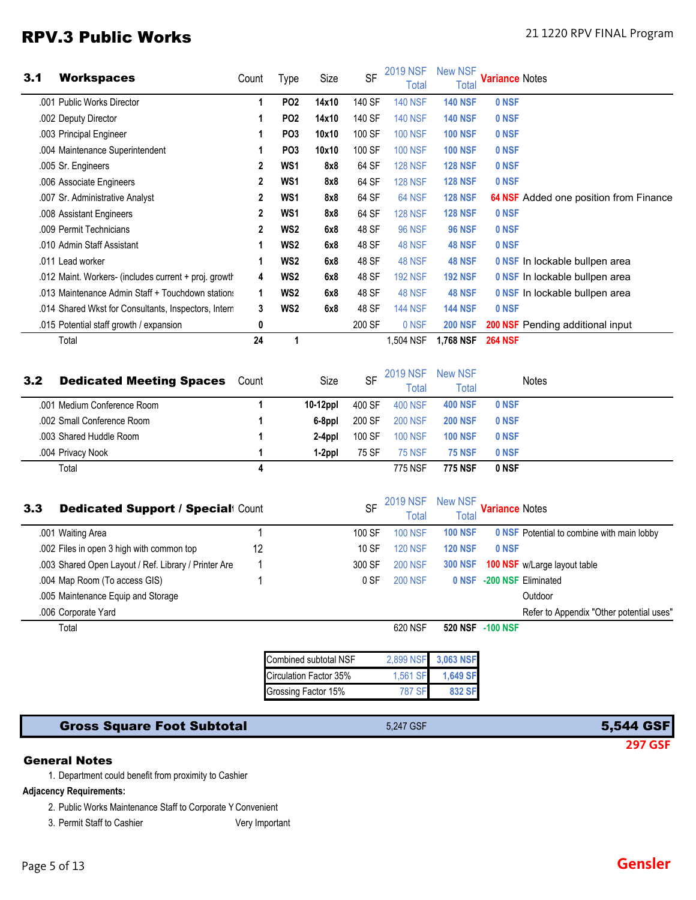# RPV.3 Public Works

## 3.1 Workspaces

| | Count | Type | Size | SF | 2019 NSF Total | New NSF Total | Variance | Notes |
|---|---|---|---|---|---|---|---|---|
| .001 Public Works Director | 1 | PO2 | 14x10 | 140 SF | 140 NSF | 140 NSF | 0 NSF | |
| .002 Deputy Director | 1 | PO2 | 14x10 | 140 SF | 140 NSF | 140 NSF | 0 NSF | |
| .003 Principal Engineer | 1 | PO3 | 10x10 | 100 SF | 100 NSF | 100 NSF | 0 NSF | |
| .004 Maintenance Superintendent | 1 | PO3 | 10x10 | 100 SF | 100 NSF | 100 NSF | 0 NSF | |
| .005 Sr. Engineers | 2 | WS1 | 8x8 | 64 SF | 128 NSF | 128 NSF | 0 NSF | |
| .006 Associate Engineers | 2 | WS1 | 8x8 | 64 SF | 128 NSF | 128 NSF | 0 NSF | |
| .007 Sr. Administrative Analyst | 2 | WS1 | 8x8 | 64 SF | 64 NSF | 128 NSF | 64 NSF | Added one position from Finance |
| .008 Assistant Engineers | 2 | WS1 | 8x8 | 64 SF | 128 NSF | 128 NSF | 0 NSF | |
| .009 Permit Technicians | 2 | WS2 | 6x8 | 48 SF | 96 NSF | 96 NSF | 0 NSF | |
| .010 Admin Staff Assistant | 1 | WS2 | 6x8 | 48 SF | 48 NSF | 48 NSF | 0 NSF | |
| .011 Lead worker | 1 | WS2 | 6x8 | 48 SF | 48 NSF | 48 NSF | 0 NSF | In lockable bullpen area |
| .012 Maint. Workers- (includes current + proj. growth | 4 | WS2 | 6x8 | 48 SF | 192 NSF | 192 NSF | 0 NSF | In lockable bullpen area |
| .013 Maintenance Admin Staff + Touchdown stations | 1 | WS2 | 6x8 | 48 SF | 48 NSF | 48 NSF | 0 NSF | In lockable bullpen area |
| .014 Shared Wkst for Consultants, Inspectors, Intern | 3 | WS2 | 6x8 | 48 SF | 144 NSF | 144 NSF | 0 NSF | |
| .015 Potential staff growth / expansion | 0 | | | 200 SF | 0 NSF | 200 NSF | 200 NSF | Pending additional input |
| Total | 24 | 1 | | | 1,504 NSF | 1,768 NSF | 264 NSF | |

## 3.2 Dedicated Meeting Spaces

| | Count | Size | SF | 2019 NSF Total | New NSF Total | | Notes |
|---|---|---|---|---|---|---|---|
| .001 Medium Conference Room | 1 | 10-12ppl | 400 SF | 400 NSF | 400 NSF | 0 NSF | |
| .002 Small Conference Room | 1 | 6-8ppl | 200 SF | 200 NSF | 200 NSF | 0 NSF | |
| .003 Shared Huddle Room | 1 | 2-4ppl | 100 SF | 100 NSF | 100 NSF | 0 NSF | |
| .004 Privacy Nook | 1 | 1-2ppl | 75 SF | 75 NSF | 75 NSF | 0 NSF | |
| Total | 4 | | | 775 NSF | 775 NSF | 0 NSF | |

## 3.3 Dedicated Support / Special

| | Count | SF | 2019 NSF Total | New NSF Total | Variance | Notes |
|---|---|---|---|---|---|---|
| .001 Waiting Area | 1 | 100 SF | 100 NSF | 100 NSF | 0 NSF | Potential to combine with main lobby |
| .002 Files in open 3 high with common top | 12 | 10 SF | 120 NSF | 120 NSF | 0 NSF | |
| .003 Shared Open Layout / Ref. Library / Printer Are | 1 | 300 SF | 200 NSF | 300 NSF | 100 NSF | w/Large layout table |
| .004 Map Room (To access GIS) | 1 | 0 SF | 200 NSF | 0 NSF | -200 NSF | Eliminated |
| .005 Maintenance Equip and Storage | | | | | | Outdoor |
| .006 Corporate Yard | | | | | | Refer to Appendix "Other potential uses" |
| Total | | | 620 NSF | 520 NSF | -100 NSF | |

| | 2019 | New |
|---|---|---|
| Combined subtotal NSF | 2,899 NSF | 3,063 NSF |
| Circulation Factor 35% | 1,561 SF | 1,649 SF |
| Grossing Factor 15% | 787 SF | 832 SF |

| | 2019 | New |
|---|---|---|
| **Gross Square Foot Subtotal** | 5,247 GSF | **5,544 GSF** |
| | | 297 GSF |

### General Notes

1. Department could benefit from proximity to Cashier

**Adjacency Requirements:**

2. Public Works Maintenance Staff to Corporate Y Convenient
3. Permit Staff to Cashier Very Important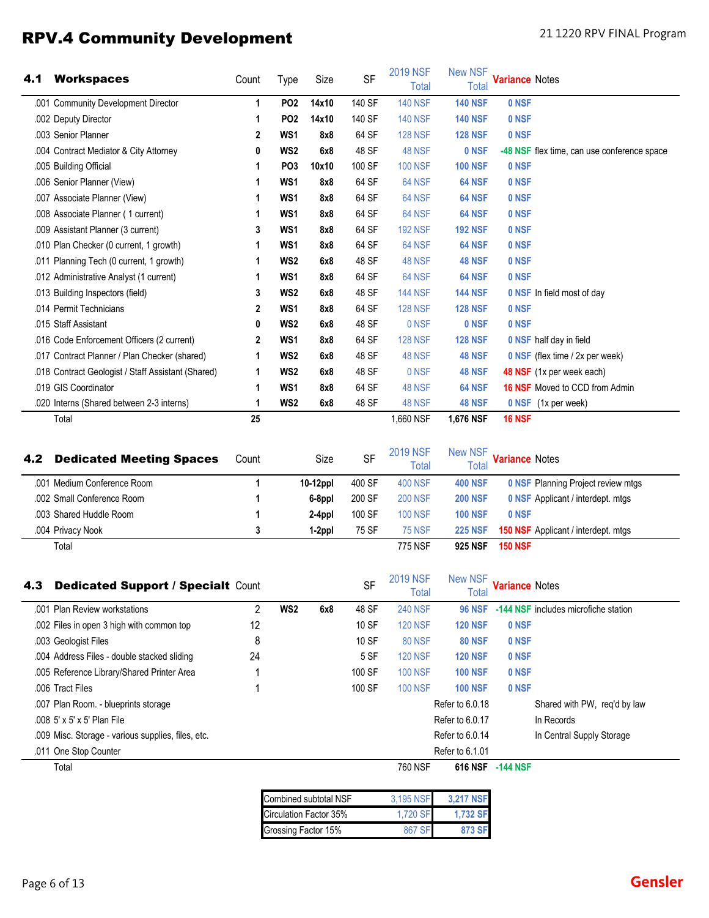# RPV.4 Community Development

## 4.1 Workspaces

| | Count | Type | Size | SF | 2019 NSF Total | New NSF Total | Variance | Notes |
|---|---|---|---|---|---|---|---|---|
| .001 Community Development Director | 1 | PO2 | 14x10 | 140 SF | 140 NSF | 140 NSF | 0 NSF | |
| .002 Deputy Director | 1 | PO2 | 14x10 | 140 SF | 140 NSF | 140 NSF | 0 NSF | |
| .003 Senior Planner | 2 | WS1 | 8x8 | 64 SF | 128 NSF | 128 NSF | 0 NSF | |
| .004 Contract Mediator & City Attorney | 0 | WS2 | 6x8 | 48 SF | 48 NSF | 0 NSF | -48 NSF | flex time, can use conference space |
| .005 Building Official | 1 | PO3 | 10x10 | 100 SF | 100 NSF | 100 NSF | 0 NSF | |
| .006 Senior Planner (View) | 1 | WS1 | 8x8 | 64 SF | 64 NSF | 64 NSF | 0 NSF | |
| .007 Associate Planner (View) | 1 | WS1 | 8x8 | 64 SF | 64 NSF | 64 NSF | 0 NSF | |
| .008 Associate Planner ( 1 current) | 1 | WS1 | 8x8 | 64 SF | 64 NSF | 64 NSF | 0 NSF | |
| .009 Assistant Planner (3 current) | 3 | WS1 | 8x8 | 64 SF | 192 NSF | 192 NSF | 0 NSF | |
| .010 Plan Checker (0 current, 1 growth) | 1 | WS1 | 8x8 | 64 SF | 64 NSF | 64 NSF | 0 NSF | |
| .011 Planning Tech (0 current, 1 growth) | 1 | WS2 | 6x8 | 48 SF | 48 NSF | 48 NSF | 0 NSF | |
| .012 Administrative Analyst (1 current) | 1 | WS1 | 8x8 | 64 SF | 64 NSF | 64 NSF | 0 NSF | |
| .013 Building Inspectors (field) | 3 | WS2 | 6x8 | 48 SF | 144 NSF | 144 NSF | 0 NSF | In field most of day |
| .014 Permit Technicians | 2 | WS1 | 8x8 | 64 SF | 128 NSF | 128 NSF | 0 NSF | |
| .015 Staff Assistant | 0 | WS2 | 6x8 | 48 SF | 0 NSF | 0 NSF | 0 NSF | |
| .016 Code Enforcement Officers (2 current) | 2 | WS1 | 8x8 | 64 SF | 128 NSF | 128 NSF | 0 NSF | half day in field |
| .017 Contract Planner / Plan Checker (shared) | 1 | WS2 | 6x8 | 48 SF | 48 NSF | 48 NSF | 0 NSF | (flex time / 2x per week) |
| .018 Contract Geologist / Staff Assistant (Shared) | 1 | WS2 | 6x8 | 48 SF | 0 NSF | 48 NSF | 48 NSF | (1x per week each) |
| .019 GIS Coordinator | 1 | WS1 | 8x8 | 64 SF | 48 NSF | 64 NSF | 16 NSF | Moved to CCD from Admin |
| .020 Interns (Shared between 2-3 interns) | 1 | WS2 | 6x8 | 48 SF | 48 NSF | 48 NSF | 0 NSF | (1x per week) |
| Total | 25 | | | | 1,660 NSF | 1,676 NSF | 16 NSF | |

## 4.2 Dedicated Meeting Spaces

| | Count | Size | SF | 2019 NSF Total | New NSF Total | Variance | Notes |
|---|---|---|---|---|---|---|---|
| .001 Medium Conference Room | 1 | 10-12ppl | 400 SF | 400 NSF | 400 NSF | 0 NSF | Planning Project review mtgs |
| .002 Small Conference Room | 1 | 6-8ppl | 200 SF | 200 NSF | 200 NSF | 0 NSF | Applicant / interdept. mtgs |
| .003 Shared Huddle Room | 1 | 2-4ppl | 100 SF | 100 NSF | 100 NSF | 0 NSF | |
| .004 Privacy Nook | 3 | 1-2ppl | 75 SF | 75 NSF | 225 NSF | 150 NSF | Applicant / interdept. mtgs |
| Total | | | | 775 NSF | 925 NSF | 150 NSF | |

## 4.3 Dedicated Support / Specialt

| | Count | Type | Size | SF | 2019 NSF Total | New NSF Total | Variance | Notes |
|---|---|---|---|---|---|---|---|---|
| .001 Plan Review workstations | 2 | WS2 | 6x8 | 48 SF | 240 NSF | 96 NSF | -144 NSF | includes microfiche station |
| .002 Files in open 3 high with common top | 12 | | | 10 SF | 120 NSF | 120 NSF | 0 NSF | |
| .003 Geologist Files | 8 | | | 10 SF | 80 NSF | 80 NSF | 0 NSF | |
| .004 Address Files - double stacked sliding | 24 | | | 5 SF | 120 NSF | 120 NSF | 0 NSF | |
| .005 Reference Library/Shared Printer Area | 1 | | | 100 SF | 100 NSF | 100 NSF | 0 NSF | |
| .006 Tract Files | 1 | | | 100 SF | 100 NSF | 100 NSF | 0 NSF | |
| .007 Plan Room. - blueprints storage | | | | | | Refer to 6.0.18 | | Shared with PW, req'd by law |
| .008 5' x 5' x 5' Plan File | | | | | | Refer to 6.0.17 | | In Records |
| .009 Misc. Storage - various supplies, files, etc. | | | | | | Refer to 6.0.14 | | In Central Supply Storage |
| .011 One Stop Counter | | | | | | Refer to 6.1.01 | | |
| Total | | | | | 760 NSF | 616 NSF | -144 NSF | |

| | 2019 | New |
|---|---|---|
| Combined subtotal NSF | 3,195 NSF | 3,217 NSF |
| Circulation Factor 35% | 1,720 SF | 1,732 SF |
| Grossing Factor 15% | 867 SF | 873 SF |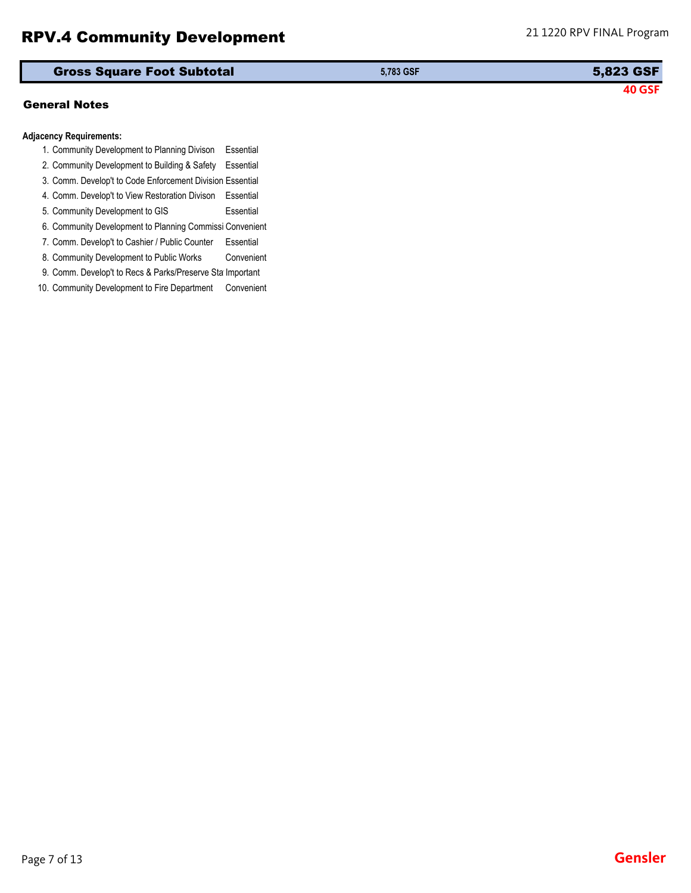# RPV.4 Community Development

| Gross Square Foot Subtotal | 5,783 GSF | 5,823 GSF |
|---|---|---|
| | | 40 GSF |

## General Notes

**Adjacency Requirements:**

| | | |
|---|---|---|
| 1. | Community Development to Planning Divison | Essential |
| 2. | Community Development to Building & Safety | Essential |
| 3. | Comm. Develop't to Code Enforcement Division | Essential |
| 4. | Comm. Develop't to View Restoration Divison | Essential |
| 5. | Community Development to GIS | Essential |
| 6. | Community Development to Planning Commissi | Convenient |
| 7. | Comm. Develop't to Cashier / Public Counter | Essential |
| 8. | Community Development to Public Works | Convenient |
| 9. | Comm. Develop't to Recs & Parks/Preserve Sta | Important |
| 10. | Community Development to Fire Department | Convenient |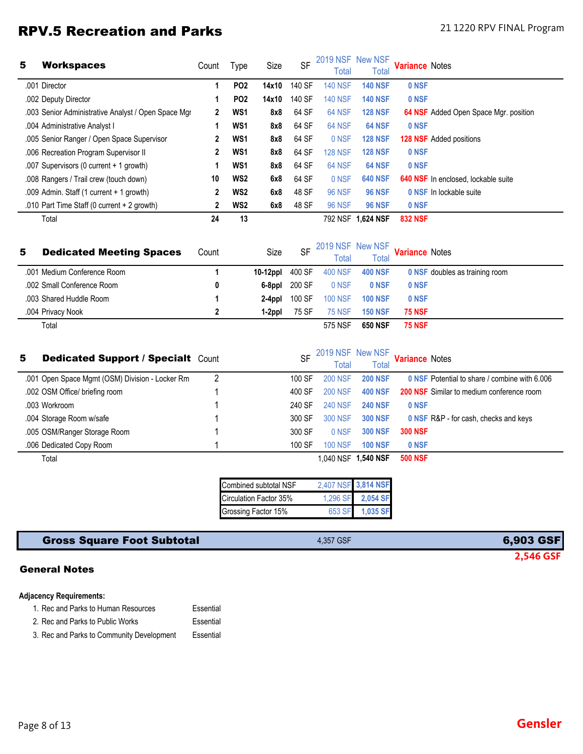# RPV.5 Recreation and Parks

21 1220 RPV FINAL Program

| 5 | Workspaces | Count | Type | Size | SF | 2019 NSF Total | New NSF Total | Variance | Notes |
|---|---|---|---|---|---|---|---|---|---|
| .001 | Director | 1 | PO2 | 14x10 | 140 SF | 140 NSF | 140 NSF | 0 NSF | |
| .002 | Deputy Director | 1 | PO2 | 14x10 | 140 SF | 140 NSF | 140 NSF | 0 NSF | |
| .003 | Senior Administrative Analyst / Open Space Mgr | 2 | WS1 | 8x8 | 64 SF | 64 NSF | 128 NSF | 64 NSF | Added Open Space Mgr. position |
| .004 | Administrative Analyst I | 1 | WS1 | 8x8 | 64 SF | 64 NSF | 64 NSF | 0 NSF | |
| .005 | Senior Ranger / Open Space Supervisor | 2 | WS1 | 8x8 | 64 SF | 0 NSF | 128 NSF | 128 NSF | Added positions |
| .006 | Recreation Program Supervisor II | 2 | WS1 | 8x8 | 64 SF | 128 NSF | 128 NSF | 0 NSF | |
| .007 | Supervisors (0 current + 1 growth) | 1 | WS1 | 8x8 | 64 SF | 64 NSF | 64 NSF | 0 NSF | |
| .008 | Rangers / Trail crew (touch down) | 10 | WS2 | 6x8 | 64 SF | 0 NSF | 640 NSF | 640 NSF | In enclosed, lockable suite |
| .009 | Admin. Staff (1 current + 1 growth) | 2 | WS2 | 6x8 | 48 SF | 96 NSF | 96 NSF | 0 NSF | In lockable suite |
| .010 | Part Time Staff (0 current + 2 growth) | 2 | WS2 | 6x8 | 48 SF | 96 NSF | 96 NSF | 0 NSF | |
| | Total | 24 | 13 | | | 792 NSF | 1,624 NSF | 832 NSF | |

| 5 | Dedicated Meeting Spaces | Count | Size | SF | 2019 NSF Total | New NSF Total | Variance | Notes |
|---|---|---|---|---|---|---|---|---|
| .001 | Medium Conference Room | 1 | 10-12ppl | 400 SF | 400 NSF | 400 NSF | 0 NSF | doubles as training room |
| .002 | Small Conference Room | 0 | 6-8ppl | 200 SF | 0 NSF | 0 NSF | 0 NSF | |
| .003 | Shared Huddle Room | 1 | 2-4ppl | 100 SF | 100 NSF | 100 NSF | 0 NSF | |
| .004 | Privacy Nook | 2 | 1-2ppl | 75 SF | 75 NSF | 150 NSF | 75 NSF | |
| | Total | | | | 575 NSF | 650 NSF | 75 NSF | |

| 5 | Dedicated Support / Specialt | Count | SF | 2019 NSF Total | New NSF Total | Variance | Notes |
|---|---|---|---|---|---|---|---|
| .001 | Open Space Mgmt (OSM) Division - Locker Rm | 2 | 100 SF | 200 NSF | 200 NSF | 0 NSF | Potential to share / combine with 6.006 |
| .002 | OSM Office/ briefing room | 1 | 400 SF | 200 NSF | 400 NSF | 200 NSF | Similar to medium conference room |
| .003 | Workroom | 1 | 240 SF | 240 NSF | 240 NSF | 0 NSF | |
| .004 | Storage Room w/safe | 1 | 300 SF | 300 NSF | 300 NSF | 0 NSF | R&P - for cash, checks and keys |
| .005 | OSM/Ranger Storage Room | 1 | 300 SF | 0 NSF | 300 NSF | 300 NSF | |
| .006 | Dedicated Copy Room | 1 | 100 SF | 100 NSF | 100 NSF | 0 NSF | |
| | Total | | | 1,040 NSF | 1,540 NSF | 500 NSF | |

| | 2019 | New |
|---|---|---|
| Combined subtotal NSF | 2,407 NSF | 3,814 NSF |
| Circulation Factor 35% | 1,296 SF | 2,054 SF |
| Grossing Factor 15% | 653 SF | 1,035 SF |

| Gross Square Foot Subtotal | 4,357 GSF | 6,903 GSF |
|---|---|---|
| | | 2,546 GSF |

## General Notes

**Adjacency Requirements:**

1. Rec and Parks to Human Resources — Essential
2. Rec and Parks to Public Works — Essential
3. Rec and Parks to Community Development — Essential

Gensler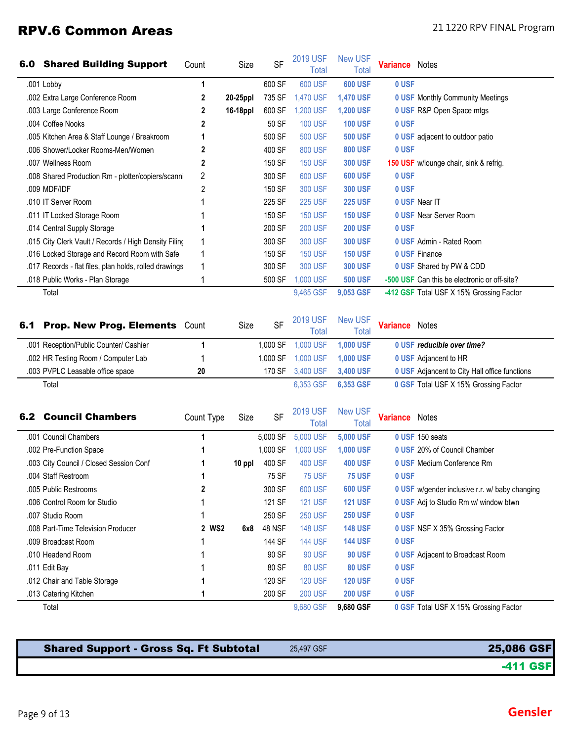# RPV.6 Common Areas

21 1220 RPV FINAL Program

## 6.0 Shared Building Support

| 6.0 Shared Building Support | Count | Size | SF | 2019 USF Total | New USF Total | Variance | Notes |
|---|---|---|---|---|---|---|---|
| .001 Lobby | 1 | | 600 SF | 600 USF | 600 USF | 0 USF | |
| .002 Extra Large Conference Room | 2 | 20-25ppl | 735 SF | 1,470 USF | 1,470 USF | 0 USF | Monthly Community Meetings |
| .003 Large Conference Room | 2 | 16-18ppl | 600 SF | 1,200 USF | 1,200 USF | 0 USF | R&P Open Space mtgs |
| .004 Coffee Nooks | 2 | | 50 SF | 100 USF | 100 USF | 0 USF | |
| .005 Kitchen Area & Staff Lounge / Breakroom | 1 | | 500 SF | 500 USF | 500 USF | 0 USF | adjacent to outdoor patio |
| .006 Shower/Locker Rooms-Men/Women | 2 | | 400 SF | 800 USF | 800 USF | 0 USF | |
| .007 Wellness Room | 2 | | 150 SF | 150 USF | 300 USF | 150 USF | w/lounge chair, sink & refrig. |
| .008 Shared Production Rm - plotter/copiers/scanni | 2 | | 300 SF | 600 USF | 600 USF | 0 USF | |
| .009 MDF/IDF | 2 | | 150 SF | 300 USF | 300 USF | 0 USF | |
| .010 IT Server Room | 1 | | 225 SF | 225 USF | 225 USF | 0 USF | Near IT |
| .011 IT Locked Storage Room | 1 | | 150 SF | 150 USF | 150 USF | 0 USF | Near Server Room |
| .014 Central Supply Storage | 1 | | 200 SF | 200 USF | 200 USF | 0 USF | |
| .015 City Clerk Vault / Records / High Density Filinç | 1 | | 300 SF | 300 USF | 300 USF | 0 USF | Admin - Rated Room |
| .016 Locked Storage and Record Room with Safe | 1 | | 150 SF | 150 USF | 150 USF | 0 USF | Finance |
| .017 Records - flat files, plan holds, rolled drawings | 1 | | 300 SF | 300 USF | 300 USF | 0 USF | Shared by PW & CDD |
| .018 Public Works - Plan Storage | 1 | | 500 SF | 1,000 USF | 500 USF | -500 USF | Can this be electronic or off-site? |
| Total | | | | 9,465 GSF | 9,053 GSF | -412 GSF | Total USF X 15% Grossing Factor |

## 6.1 Prop. New Prog. Elements

| 6.1 Prop. New Prog. Elements | Count | Size | SF | 2019 USF Total | New USF Total | Variance | Notes |
|---|---|---|---|---|---|---|---|
| .001 Reception/Public Counter/ Cashier | 1 | | 1,000 SF | 1,000 USF | 1,000 USF | 0 USF | *reducible over time?* |
| .002 HR Testing Room / Computer Lab | 1 | | 1,000 SF | 1,000 USF | 1,000 USF | 0 USF | Adjancent to HR |
| .003 PVPLC Leasable office space | 20 | | 170 SF | 3,400 USF | 3,400 USF | 0 USF | Adjacent to City Hall office functions |
| Total | | | | 6,353 GSF | 6,353 GSF | 0 GSF | Total USF X 15% Grossing Factor |

## 6.2 Council Chambers

| 6.2 Council Chambers | Count | Type | Size | SF | 2019 USF Total | New USF Total | Variance | Notes |
|---|---|---|---|---|---|---|---|---|
| .001 Council Chambers | 1 | | | 5,000 SF | 5,000 USF | 5,000 USF | 0 USF | 150 seats |
| .002 Pre-Function Space | 1 | | | 1,000 SF | 1,000 USF | 1,000 USF | 0 USF | 20% of Council Chamber |
| .003 City Council / Closed Session Conf | 1 | | 10 ppl | 400 SF | 400 USF | 400 USF | 0 USF | Medium Conference Rm |
| .004 Staff Restroom | 1 | | | 75 SF | 75 USF | 75 USF | 0 USF | |
| .005 Public Restrooms | 2 | | | 300 SF | 600 USF | 600 USF | 0 USF | w/gender inclusive r.r. w/ baby changing |
| .006 Control Room for Studio | 1 | | | 121 SF | 121 USF | 121 USF | 0 USF | Adj to Studio Rm w/ window btwn |
| .007 Studio Room | 1 | | | 250 SF | 250 USF | 250 USF | 0 USF | |
| .008 Part-Time Television Producer | 2 | WS2 | 6x8 | 48 NSF | 148 USF | 148 USF | 0 USF | NSF X 35% Grossing Factor |
| .009 Broadcast Room | 1 | | | 144 SF | 144 USF | 144 USF | 0 USF | |
| .010 Headend Room | 1 | | | 90 SF | 90 USF | 90 USF | 0 USF | Adjacent to Broadcast Room |
| .011 Edit Bay | 1 | | | 80 SF | 80 USF | 80 USF | 0 USF | |
| .012 Chair and Table Storage | 1 | | | 120 SF | 120 USF | 120 USF | 0 USF | |
| .013 Catering Kitchen | 1 | | | 200 SF | 200 USF | 200 USF | 0 USF | |
| Total | | | | | 9,680 GSF | 9,680 GSF | 0 GSF | Total USF X 15% Grossing Factor |

| Shared Support - Gross Sq. Ft Subtotal | 25,497 GSF | 25,086 GSF |
|---|---|---|
| | | -411 GSF |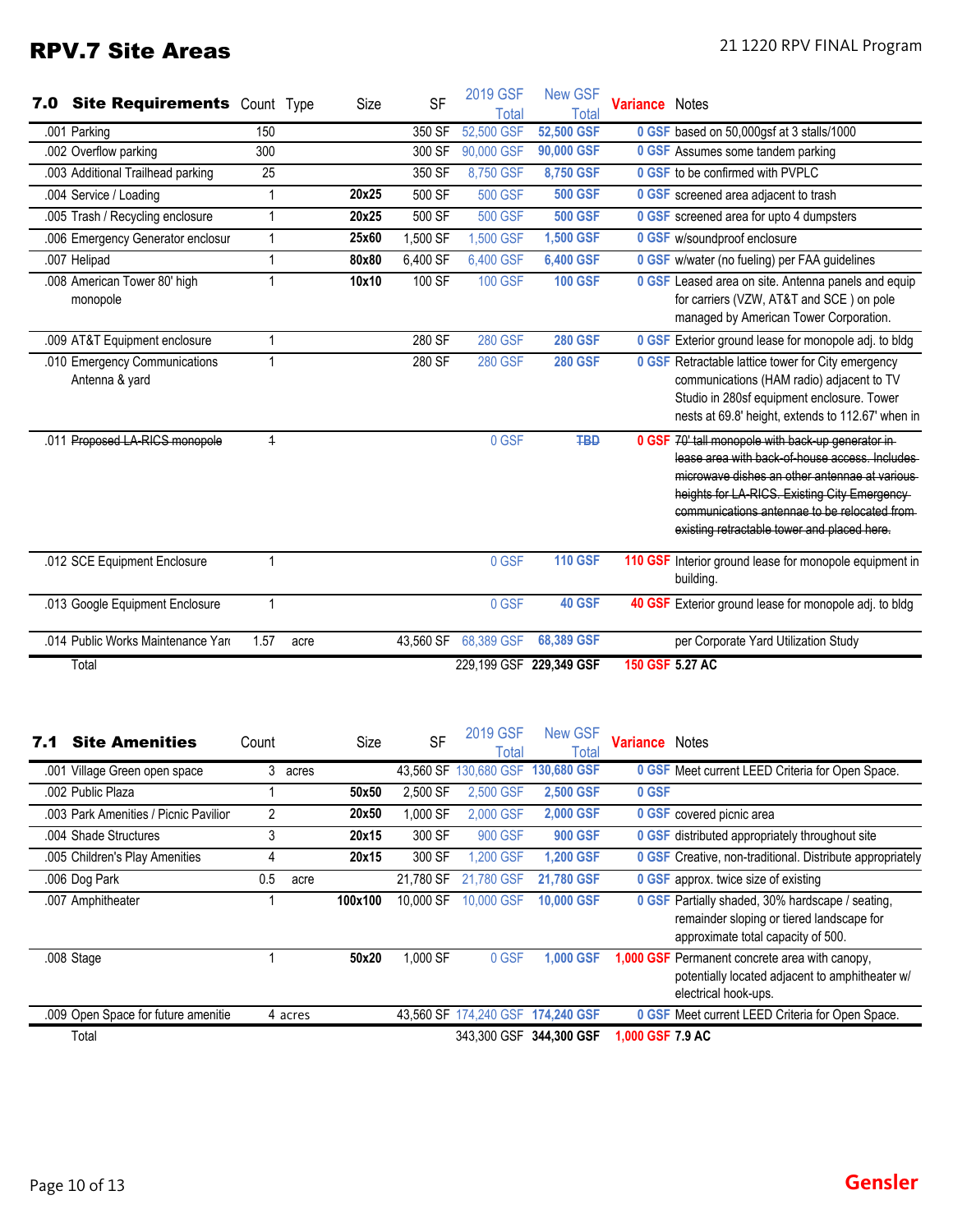# RPV.7 Site Areas

| 7.0 Site Requirements | Count | Type | Size | SF | 2019 GSF Total | New GSF Total | Variance | Notes |
|---|---|---|---|---|---|---|---|---|
| .001 Parking | 150 | | | 350 SF | 52,500 GSF | **52,500 GSF** | **0 GSF** | based on 50,000gsf at 3 stalls/1000 |
| .002 Overflow parking | 300 | | | 300 SF | 90,000 GSF | **90,000 GSF** | **0 GSF** | Assumes some tandem parking |
| .003 Additional Trailhead parking | 25 | | | 350 SF | 8,750 GSF | **8,750 GSF** | **0 GSF** | to be confirmed with PVPLC |
| .004 Service / Loading | 1 | | **20x25** | 500 SF | 500 GSF | **500 GSF** | **0 GSF** | screened area adjacent to trash |
| .005 Trash / Recycling enclosure | 1 | | **20x25** | 500 SF | 500 GSF | **500 GSF** | **0 GSF** | screened area for upto 4 dumpsters |
| .006 Emergency Generator enclosur | 1 | | **25x60** | 1,500 SF | 1,500 GSF | **1,500 GSF** | **0 GSF** | w/soundproof enclosure |
| .007 Helipad | 1 | | **80x80** | 6,400 SF | 6,400 GSF | **6,400 GSF** | **0 GSF** | w/water (no fueling) per FAA guidelines |
| .008 American Tower 80' high monopole | 1 | | **10x10** | 100 SF | 100 GSF | **100 GSF** | **0 GSF** | Leased area on site. Antenna panels and equip for carriers (VZW, AT&T and SCE ) on pole managed by American Tower Corporation. |
| .009 AT&T Equipment enclosure | 1 | | | 280 SF | 280 GSF | **280 GSF** | **0 GSF** | Exterior ground lease for monopole adj. to bldg |
| .010 Emergency Communications Antenna & yard | 1 | | | 280 SF | 280 GSF | **280 GSF** | **0 GSF** | Retractable lattice tower for City emergency communications (HAM radio) adjacent to TV Studio in 280sf equipment enclosure. Tower nests at 69.8' height, extends to 112.67' when in |
| .011 ~~Proposed LA-RICS monopole~~ | ~~1~~ | | | | 0 GSF | ~~**TBD**~~ | **0 GSF** | ~~70' tall monopole with back-up generator in lease area with back-of-house access. Includes microwave dishes an other antennae at various heights for LA-RICS. Existing City Emergency communications antennae to be relocated from existing retractable tower and placed here.~~ |
| .012 SCE Equipment Enclosure | 1 | | | | 0 GSF | **110 GSF** | **110 GSF** | Interior ground lease for monopole equipment in building. |
| .013 Google Equipment Enclosure | 1 | | | | 0 GSF | **40 GSF** | **40 GSF** | Exterior ground lease for monopole adj. to bldg |
| .014 Public Works Maintenance Yar | 1.57 | acre | | 43,560 SF | 68,389 GSF | **68,389 GSF** | | per Corporate Yard Utilization Study |
| Total | | | | | 229,199 GSF | **229,349 GSF** | **150 GSF** | **5.27 AC** |

| 7.1 Site Amenities | Count | | Size | SF | 2019 GSF Total | New GSF Total | Variance | Notes |
|---|---|---|---|---|---|---|---|---|
| .001 Village Green open space | 3 | acres | | 43,560 SF | 130,680 GSF | **130,680 GSF** | **0 GSF** | Meet current LEED Criteria for Open Space. |
| .002 Public Plaza | 1 | | **50x50** | 2,500 SF | 2,500 GSF | **2,500 GSF** | **0 GSF** | |
| .003 Park Amenities / Picnic Pavilior | 2 | | **20x50** | 1,000 SF | 2,000 GSF | **2,000 GSF** | **0 GSF** | covered picnic area |
| .004 Shade Structures | 3 | | **20x15** | 300 SF | 900 GSF | **900 GSF** | **0 GSF** | distributed appropriately throughout site |
| .005 Children's Play Amenities | 4 | | **20x15** | 300 SF | 1,200 GSF | **1,200 GSF** | **0 GSF** | Creative, non-traditional. Distribute appropriately |
| .006 Dog Park | 0.5 | acre | | 21,780 SF | 21,780 GSF | **21,780 GSF** | **0 GSF** | approx. twice size of existing |
| .007 Amphitheater | 1 | | **100x100** | 10,000 SF | 10,000 GSF | **10,000 GSF** | **0 GSF** | Partially shaded, 30% hardscape / seating, remainder sloping or tiered landscape for approximate total capacity of 500. |
| .008 Stage | 1 | | **50x20** | 1,000 SF | 0 GSF | **1,000 GSF** | **1,000 GSF** | Permanent concrete area with canopy, potentially located adjacent to amphitheater w/ electrical hook-ups. |
| .009 Open Space for future amenitie | 4 | acres | | 43,560 SF | 174,240 GSF | **174,240 GSF** | **0 GSF** | Meet current LEED Criteria for Open Space. |
| Total | | | | | 343,300 GSF | **344,300 GSF** | **1,000 GSF** | **7.9 AC** |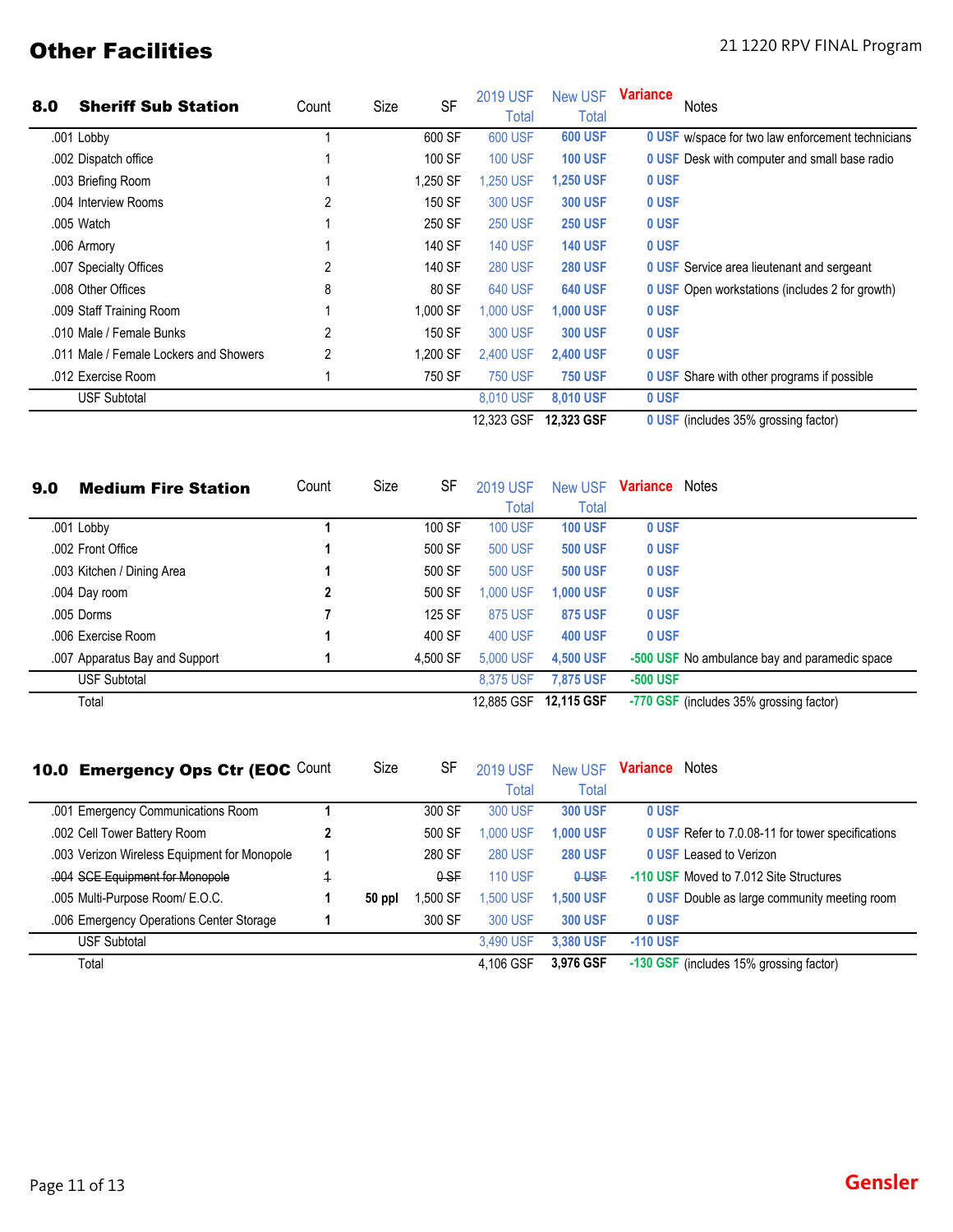# Other Facilities

## 8.0 Sheriff Sub Station

| | Count | Size | SF | 2019 USF Total | New USF Total | Variance | Notes |
|---|---|---|---|---|---|---|---|
| .001 Lobby | 1 | | 600 SF | 600 USF | **600 USF** | **0 USF** | w/space for two law enforcement technicians |
| .002 Dispatch office | 1 | | 100 SF | 100 USF | **100 USF** | **0 USF** | Desk with computer and small base radio |
| .003 Briefing Room | 1 | | 1,250 SF | 1,250 USF | **1,250 USF** | **0 USF** | |
| .004 Interview Rooms | 2 | | 150 SF | 300 USF | **300 USF** | **0 USF** | |
| .005 Watch | 1 | | 250 SF | 250 USF | **250 USF** | **0 USF** | |
| .006 Armory | 1 | | 140 SF | 140 USF | **140 USF** | **0 USF** | |
| .007 Specialty Offices | 2 | | 140 SF | 280 USF | **280 USF** | **0 USF** | Service area lieutenant and sergeant |
| .008 Other Offices | 8 | | 80 SF | 640 USF | **640 USF** | **0 USF** | Open workstations (includes 2 for growth) |
| .009 Staff Training Room | 1 | | 1,000 SF | 1,000 USF | **1,000 USF** | **0 USF** | |
| .010 Male / Female Bunks | 2 | | 150 SF | 300 USF | **300 USF** | **0 USF** | |
| .011 Male / Female Lockers and Showers | 2 | | 1,200 SF | 2,400 USF | **2,400 USF** | **0 USF** | |
| .012 Exercise Room | 1 | | 750 SF | 750 USF | **750 USF** | **0 USF** | Share with other programs if possible |
| USF Subtotal | | | | 8,010 USF | **8,010 USF** | **0 USF** | |
| | | | | 12,323 GSF | **12,323 GSF** | **0 USF** | (includes 35% grossing factor) |

## 9.0 Medium Fire Station

| | Count | Size | SF | 2019 USF Total | New USF Total | Variance | Notes |
|---|---|---|---|---|---|---|---|
| .001 Lobby | **1** | | 100 SF | 100 USF | **100 USF** | **0 USF** | |
| .002 Front Office | **1** | | 500 SF | 500 USF | **500 USF** | **0 USF** | |
| .003 Kitchen / Dining Area | **1** | | 500 SF | 500 USF | **500 USF** | **0 USF** | |
| .004 Day room | **2** | | 500 SF | 1,000 USF | **1,000 USF** | **0 USF** | |
| .005 Dorms | **7** | | 125 SF | 875 USF | **875 USF** | **0 USF** | |
| .006 Exercise Room | **1** | | 400 SF | 400 USF | **400 USF** | **0 USF** | |
| .007 Apparatus Bay and Support | **1** | | 4,500 SF | 5,000 USF | **4,500 USF** | **-500 USF** | No ambulance bay and paramedic space |
| USF Subtotal | | | | 8,375 USF | **7,875 USF** | **-500 USF** | |
| Total | | | | 12,885 GSF | **12,115 GSF** | **-770 GSF** | (includes 35% grossing factor) |

## 10.0 Emergency Ops Ctr (EOC

| | Count | Size | SF | 2019 USF Total | New USF Total | Variance | Notes |
|---|---|---|---|---|---|---|---|
| .001 Emergency Communications Room | **1** | | 300 SF | 300 USF | **300 USF** | **0 USF** | |
| .002 Cell Tower Battery Room | **2** | | 500 SF | 1,000 USF | **1,000 USF** | **0 USF** | Refer to 7.0.08-11 for tower specifications |
| .003 Verizon Wireless Equipment for Monopole | 1 | | 280 SF | 280 USF | **280 USF** | **0 USF** | Leased to Verizon |
| ~~.004 SCE Equipment for Monopole~~ | ~~1~~ | | ~~0 SF~~ | 110 USF | ~~**0 USF**~~ | **-110 USF** | Moved to 7.012 Site Structures |
| .005 Multi-Purpose Room/ E.O.C. | **1** | **50 ppl** | 1,500 SF | 1,500 USF | **1,500 USF** | **0 USF** | Double as large community meeting room |
| .006 Emergency Operations Center Storage | **1** | | 300 SF | 300 USF | **300 USF** | **0 USF** | |
| USF Subtotal | | | | 3,490 USF | **3,380 USF** | **-110 USF** | |
| Total | | | | 4,106 GSF | **3,976 GSF** | **-130 GSF** | (includes 15% grossing factor) |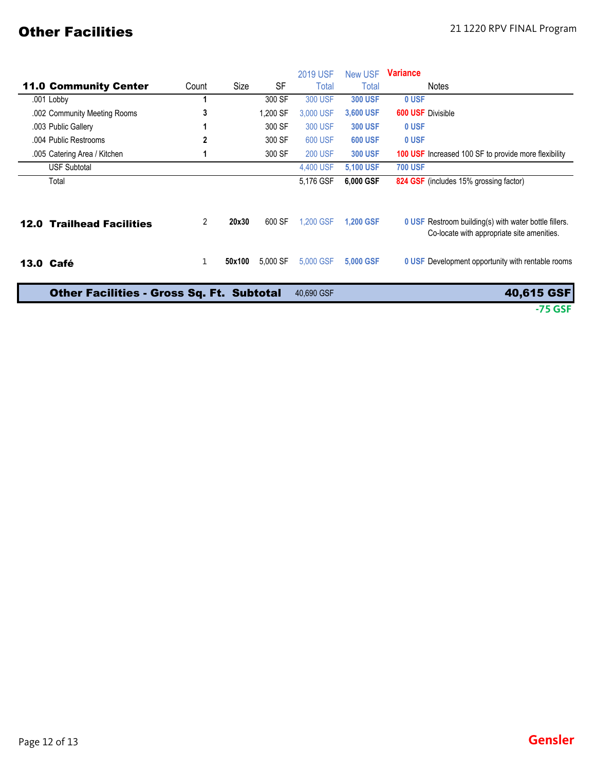# Other Facilities

| 11.0 Community Center | Count | Size | SF | 2019 USF Total | New USF Total | Variance | Notes |
|---|---|---|---|---|---|---|---|
| .001 Lobby | 1 | | 300 SF | 300 USF | 300 USF | 0 USF | |
| .002 Community Meeting Rooms | 3 | | 1,200 SF | 3,000 USF | 3,600 USF | 600 USF | Divisible |
| .003 Public Gallery | 1 | | 300 SF | 300 USF | 300 USF | 0 USF | |
| .004 Public Restrooms | 2 | | 300 SF | 600 USF | 600 USF | 0 USF | |
| .005 Catering Area / Kitchen | 1 | | 300 SF | 200 USF | 300 USF | 100 USF | Increased 100 SF to provide more flexibility |
| USF Subtotal | | | | 4,400 USF | 5,100 USF | 700 USF | |
| Total | | | | 5,176 GSF | 6,000 GSF | 824 GSF | (includes 15% grossing factor) |
| **12.0 Trailhead Facilities** | 2 | 20x30 | 600 SF | 1,200 GSF | 1,200 GSF | 0 USF | Restroom building(s) with water bottle fillers. Co-locate with appropriate site amenities. |
| **13.0 Café** | 1 | 50x100 | 5,000 SF | 5,000 GSF | 5,000 GSF | 0 USF | Development opportunity with rentable rooms |
| **Other Facilities - Gross Sq. Ft. Subtotal** | | | | 40,690 GSF | | | **40,615 GSF** |
| | | | | | | | -75 GSF |

Gensler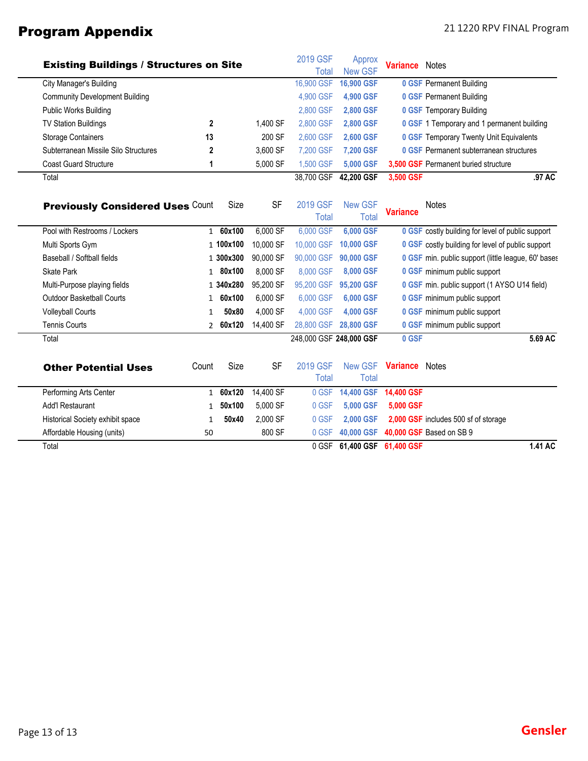# Program Appendix

### Existing Buildings / Structures on Site

| | Count | Size | 2019 GSF Total | Approx New GSF | Variance | Notes |
|---|---|---|---|---|---|---|
| City Manager's Building | | | 16,900 GSF | **16,900 GSF** | **0 GSF** | Permanent Building |
| Community Development Building | | | 4,900 GSF | **4,900 GSF** | **0 GSF** | Permanent Building |
| Public Works Building | | | 2,800 GSF | **2,800 GSF** | **0 GSF** | Temporary Building |
| TV Station Buildings | **2** | 1,400 SF | 2,800 GSF | **2,800 GSF** | **0 GSF** | 1 Temporary and 1 permanent building |
| Storage Containers | **13** | 200 SF | 2,600 GSF | **2,600 GSF** | **0 GSF** | Temporary Twenty Unit Equivalents |
| Subterranean Missile Silo Structures | **2** | 3,600 SF | 7,200 GSF | **7,200 GSF** | **0 GSF** | Permanent subterranean structures |
| Coast Guard Structure | **1** | 5,000 SF | 1,500 GSF | **5,000 GSF** | **3,500 GSF** | Permanent buried structure |
| Total | | | 38,700 GSF | **42,200 GSF** | **3,500 GSF** | **.97 AC** |

### Previously Considered Uses

| | Count | Size | SF | 2019 GSF Total | New GSF Total | Variance | Notes |
|---|---|---|---|---|---|---|---|
| Pool with Restrooms / Lockers | 1 | **60x100** | 6,000 SF | 6,000 GSF | **6,000 GSF** | **0 GSF** | costly building for level of public support |
| Multi Sports Gym | 1 | **100x100** | 10,000 SF | 10,000 GSF | **10,000 GSF** | **0 GSF** | costly building for level of public support |
| Baseball / Softball fields | 1 | **300x300** | 90,000 SF | 90,000 GSF | **90,000 GSF** | **0 GSF** | min. public support (little league, 60' bases |
| Skate Park | 1 | **80x100** | 8,000 SF | 8,000 GSF | **8,000 GSF** | **0 GSF** | minimum public support |
| Multi-Purpose playing fields | 1 | **340x280** | 95,200 SF | 95,200 GSF | **95,200 GSF** | **0 GSF** | min. public support (1 AYSO U14 field) |
| Outdoor Basketball Courts | 1 | **60x100** | 6,000 SF | 6,000 GSF | **6,000 GSF** | **0 GSF** | minimum public support |
| Volleyball Courts | 1 | **50x80** | 4,000 SF | 4,000 GSF | **4,000 GSF** | **0 GSF** | minimum public support |
| Tennis Courts | 2 | **60x120** | 14,400 SF | 28,800 GSF | **28,800 GSF** | **0 GSF** | minimum public support |
| Total | | | | 248,000 GSF | **248,000 GSF** | **0 GSF** | **5.69 AC** |

### Other Potential Uses

| | Count | Size | SF | 2019 GSF Total | New GSF Total | Variance | Notes |
|---|---|---|---|---|---|---|---|
| Performing Arts Center | 1 | **60x120** | 14,400 SF | 0 GSF | **14,400 GSF** | **14,400 GSF** | |
| Add'l Restaurant | 1 | **50x100** | 5,000 SF | 0 GSF | **5,000 GSF** | **5,000 GSF** | |
| Historical Society exhibit space | 1 | **50x40** | 2,000 SF | 0 GSF | **2,000 GSF** | **2,000 GSF** | includes 500 sf of storage |
| Affordable Housing (units) | 50 | | 800 SF | 0 GSF | **40,000 GSF** | **40,000 GSF** | Based on SB 9 |
| Total | | | | 0 GSF | **61,400 GSF** | **61,400 GSF** | **1.41 AC** |